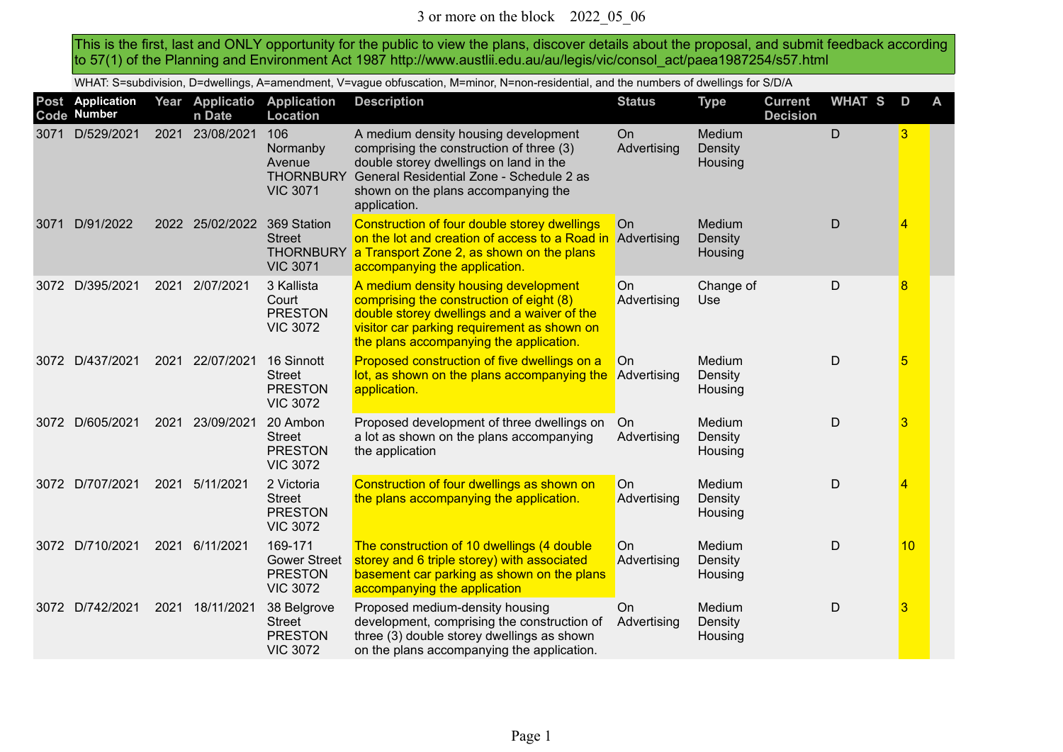3 or more on the block    2022_05_06

This is the first, last and ONLY opportunity for the public to view the plans, discover details about the proposal, and submit feedback according to 57(1) of the Planning and Environment Act 1987 http://www.austlii.edu.au/au/legis/vic/consol_act/paea1987254/s57.html

WHAT: S=subdivision, D=dwellings, A=amendment, V=vague obfuscation, M=minor, N=non-residential, and the numbers of dwellings for S/D/A

| Post Code | Application Number | Year | Application Date | Application Location | Description | Status | Type | Current Decision | WHAT | S | D | A |
|---|---|---|---|---|---|---|---|---|---|---|---|---|
| 3071 | D/529/2021 | 2021 | 23/08/2021 | 106 Normanby Avenue THORNBURY VIC 3071 | A medium density housing development comprising the construction of three (3) double storey dwellings on land in the General Residential Zone - Schedule 2 as shown on the plans accompanying the application. | On Advertising | Medium Density Housing | | D | | 3 | |
| 3071 | D/91/2022 | 2022 | 25/02/2022 | 369 Station Street THORNBURY VIC 3071 | Construction of four double storey dwellings on the lot and creation of access to a Road in a Transport Zone 2, as shown on the plans accompanying the application. | On Advertising | Medium Density Housing | | D | | 4 | |
| 3072 | D/395/2021 | 2021 | 2/07/2021 | 3 Kallista Court PRESTON VIC 3072 | A medium density housing development comprising the construction of eight (8) double storey dwellings and a waiver of the visitor car parking requirement as shown on the plans accompanying the application. | On Advertising | Change of Use | | D | | 8 | |
| 3072 | D/437/2021 | 2021 | 22/07/2021 | 16 Sinnott Street PRESTON VIC 3072 | Proposed construction of five dwellings on a lot, as shown on the plans accompanying the application. | On Advertising | Medium Density Housing | | D | | 5 | |
| 3072 | D/605/2021 | 2021 | 23/09/2021 | 20 Ambon Street PRESTON VIC 3072 | Proposed development of three dwellings on a lot as shown on the plans accompanying the application | On Advertising | Medium Density Housing | | D | | 3 | |
| 3072 | D/707/2021 | 2021 | 5/11/2021 | 2 Victoria Street PRESTON VIC 3072 | Construction of four dwellings as shown on the plans accompanying the application. | On Advertising | Medium Density Housing | | D | | 4 | |
| 3072 | D/710/2021 | 2021 | 6/11/2021 | 169-171 Gower Street PRESTON VIC 3072 | The construction of 10 dwellings (4 double storey and 6 triple storey) with associated basement car parking as shown on the plans accompanying the application | On Advertising | Medium Density Housing | | D | | 10 | |
| 3072 | D/742/2021 | 2021 | 18/11/2021 | 38 Belgrove Street PRESTON VIC 3072 | Proposed medium-density housing development, comprising the construction of three (3) double storey dwellings as shown on the plans accompanying the application. | On Advertising | Medium Density Housing | | D | | 3 | |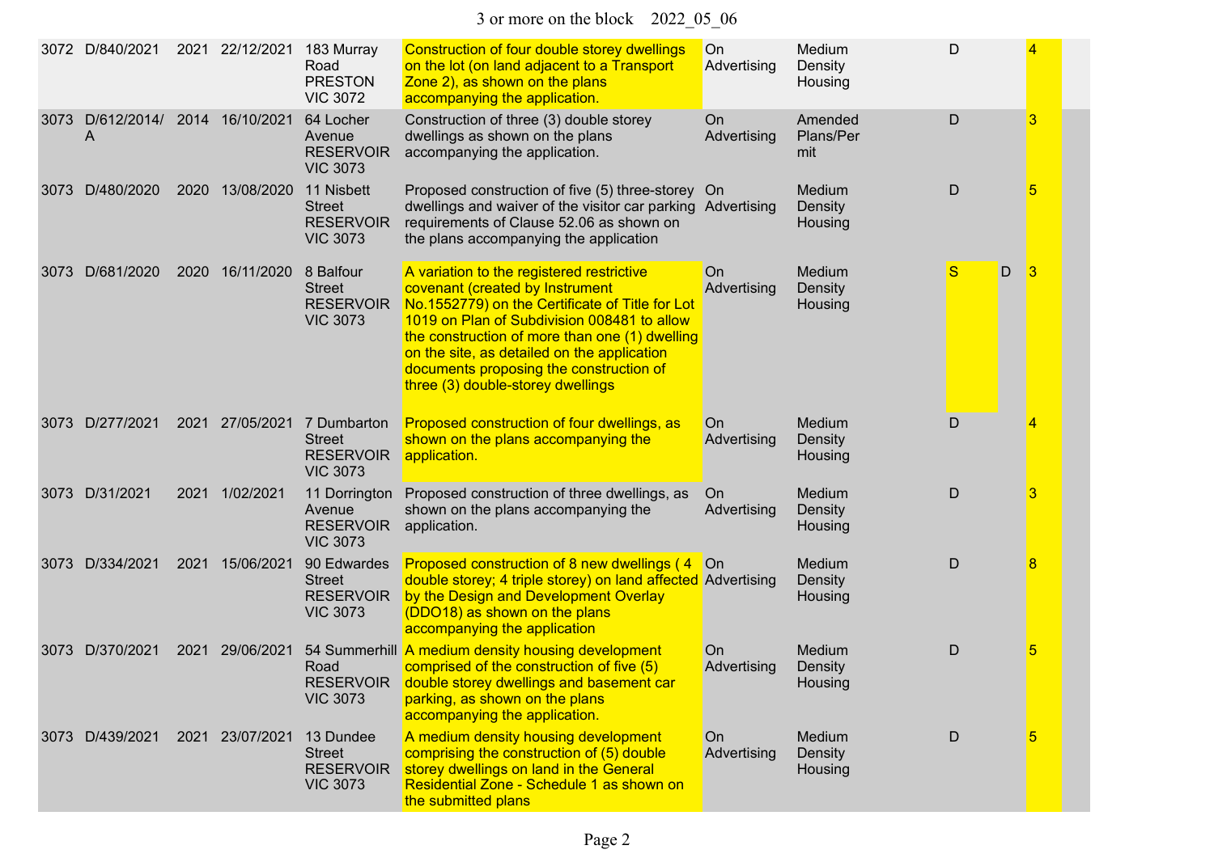3 or more on the block 2022_05_06

| | | | | | | | | | | |
|---|---|---|---|---|---|---|---|---|---|---|
| 3072 | D/840/2021 | 2021 | 22/12/2021 | 183 Murray Road PRESTON VIC 3072 | Construction of four double storey dwellings on the lot (on land adjacent to a Transport Zone 2), as shown on the plans accompanying the application. | On Advertising | Medium Density Housing | D | | 4 |
| 3073 | D/612/2014/A | 2014 | 16/10/2021 | 64 Locher Avenue RESERVOIR VIC 3073 | Construction of three (3) double storey dwellings as shown on the plans accompanying the application. | On Advertising | Amended Plans/Permit | D | | 3 |
| 3073 | D/480/2020 | 2020 | 13/08/2020 | 11 Nisbett Street RESERVOIR VIC 3073 | Proposed construction of five (5) three-storey dwellings and waiver of the visitor car parking requirements of Clause 52.06 as shown on the plans accompanying the application | On Advertising | Medium Density Housing | D | | 5 |
| 3073 | D/681/2020 | 2020 | 16/11/2020 | 8 Balfour Street RESERVOIR VIC 3073 | A variation to the registered restrictive covenant (created by Instrument No.1552779) on the Certificate of Title for Lot 1019 on Plan of Subdivision 008481 to allow the construction of more than one (1) dwelling on the site, as detailed on the application documents proposing the construction of three (3) double-storey dwellings | On Advertising | Medium Density Housing | S | D | 3 |
| 3073 | D/277/2021 | 2021 | 27/05/2021 | 7 Dumbarton Street RESERVOIR VIC 3073 | Proposed construction of four dwellings, as shown on the plans accompanying the application. | On Advertising | Medium Density Housing | D | | 4 |
| 3073 | D/31/2021 | 2021 | 1/02/2021 | 11 Dorrington Avenue RESERVOIR VIC 3073 | Proposed construction of three dwellings, as shown on the plans accompanying the application. | On Advertising | Medium Density Housing | D | | 3 |
| 3073 | D/334/2021 | 2021 | 15/06/2021 | 90 Edwardes Street RESERVOIR VIC 3073 | Proposed construction of 8 new dwellings ( 4 double storey; 4 triple storey) on land affected by the Design and Development Overlay (DDO18) as shown on the plans accompanying the application | On Advertising | Medium Density Housing | D | | 8 |
| 3073 | D/370/2021 | 2021 | 29/06/2021 | 54 Summerhill Road RESERVOIR VIC 3073 | A medium density housing development comprised of the construction of five (5) double storey dwellings and basement car parking, as shown on the plans accompanying the application. | On Advertising | Medium Density Housing | D | | 5 |
| 3073 | D/439/2021 | 2021 | 23/07/2021 | 13 Dundee Street RESERVOIR VIC 3073 | A medium density housing development comprising the construction of (5) double storey dwellings on land in the General Residential Zone - Schedule 1 as shown on the submitted plans | On Advertising | Medium Density Housing | D | | 5 |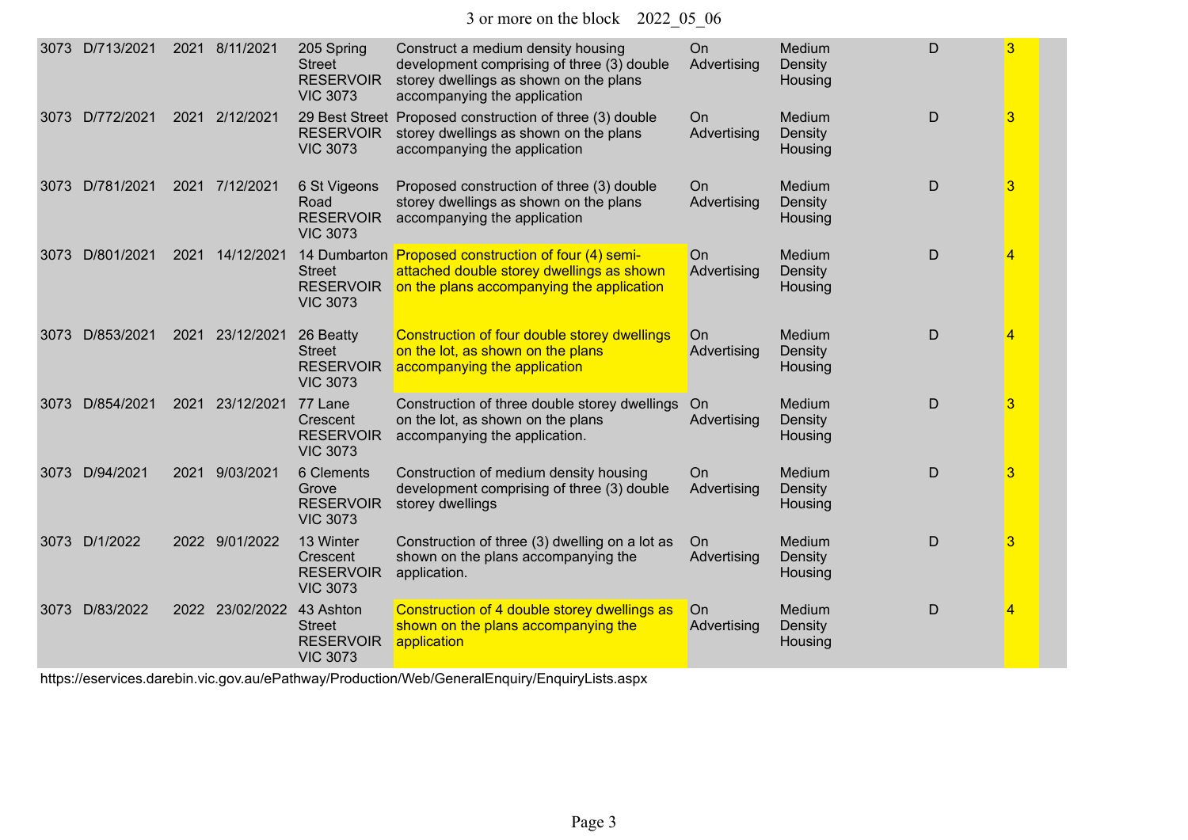| | | | | | | | | | |
|---|---|---|---|---|---|---|---|---|---|
| 3073 | D/713/2021 | 2021 | 8/11/2021 | 205 Spring Street RESERVOIR VIC 3073 | Construct a medium density housing development comprising of three (3) double storey dwellings as shown on the plans accompanying the application | On Advertising | Medium Density Housing | D | 3 |
| 3073 | D/772/2021 | 2021 | 2/12/2021 | 29 Best Street RESERVOIR VIC 3073 | Proposed construction of three (3) double storey dwellings as shown on the plans accompanying the application | On Advertising | Medium Density Housing | D | 3 |
| 3073 | D/781/2021 | 2021 | 7/12/2021 | 6 St Vigeons Road RESERVOIR VIC 3073 | Proposed construction of three (3) double storey dwellings as shown on the plans accompanying the application | On Advertising | Medium Density Housing | D | 3 |
| 3073 | D/801/2021 | 2021 | 14/12/2021 | 14 Dumbarton Street RESERVOIR VIC 3073 | Proposed construction of four (4) semi-attached double storey dwellings as shown on the plans accompanying the application | On Advertising | Medium Density Housing | D | 4 |
| 3073 | D/853/2021 | 2021 | 23/12/2021 | 26 Beatty Street RESERVOIR VIC 3073 | Construction of four double storey dwellings on the lot, as shown on the plans accompanying the application | On Advertising | Medium Density Housing | D | 4 |
| 3073 | D/854/2021 | 2021 | 23/12/2021 | 77 Lane Crescent RESERVOIR VIC 3073 | Construction of three double storey dwellings on the lot, as shown on the plans accompanying the application. | On Advertising | Medium Density Housing | D | 3 |
| 3073 | D/94/2021 | 2021 | 9/03/2021 | 6 Clements Grove RESERVOIR VIC 3073 | Construction of medium density housing development comprising of three (3) double storey dwellings | On Advertising | Medium Density Housing | D | 3 |
| 3073 | D/1/2022 | 2022 | 9/01/2022 | 13 Winter Crescent RESERVOIR VIC 3073 | Construction of three (3) dwelling on a lot as shown on the plans accompanying the application. | On Advertising | Medium Density Housing | D | 3 |
| 3073 | D/83/2022 | 2022 | 23/02/2022 | 43 Ashton Street RESERVOIR VIC 3073 | Construction of 4 double storey dwellings as shown on the plans accompanying the application | On Advertising | Medium Density Housing | D | 4 |

https://eservices.darebin.vic.gov.au/ePathway/Production/Web/GeneralEnquiry/EnquiryLists.aspx